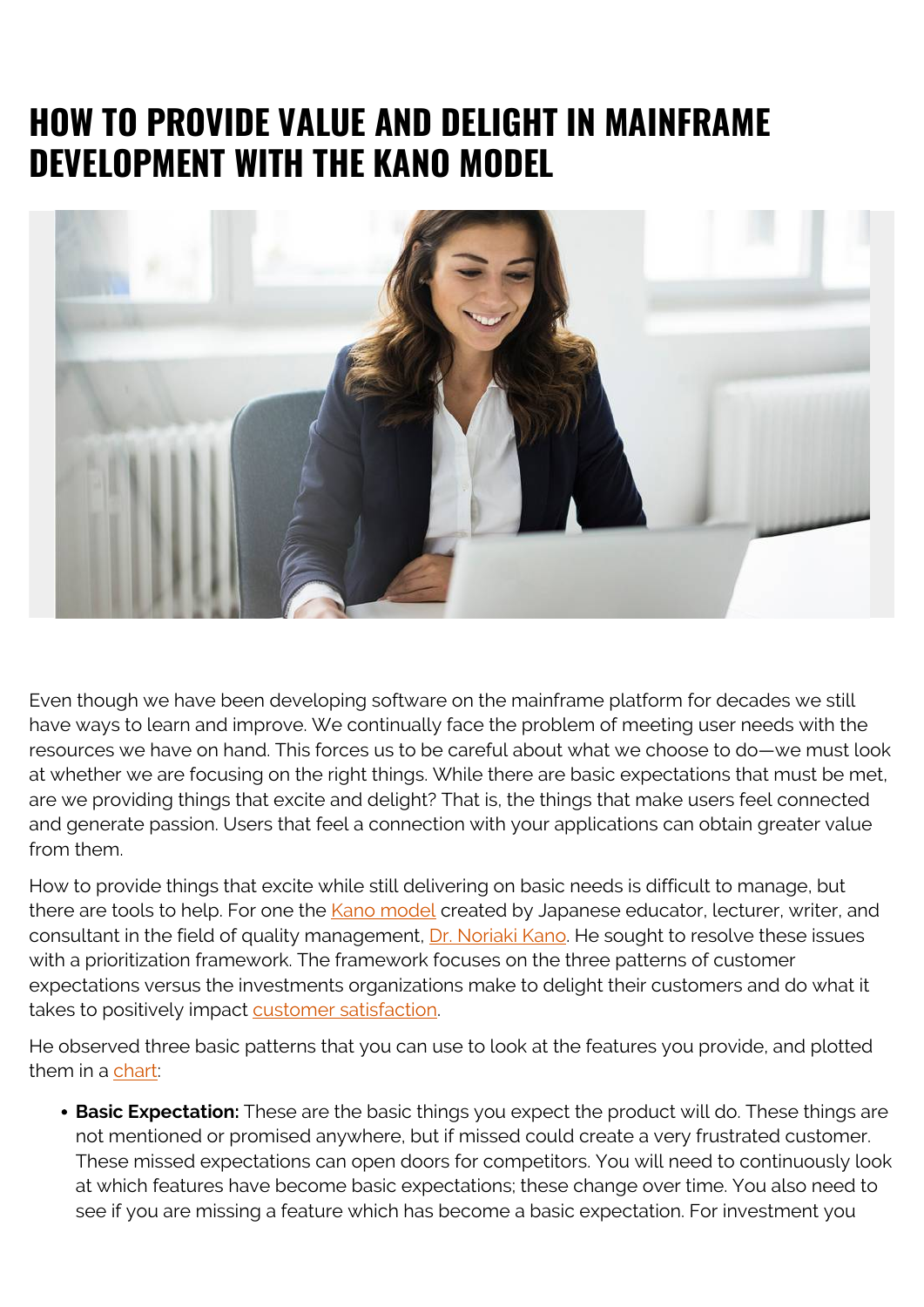# HOW TO PROVIDE VALUE AND DELIGHT IN MAINFRAME DEVELOPMENT WITH THE KANO MODEL

Even though we have been developing software on the mainframe platform for decades we still have ways to learn and improve. We continually face the problem of meeting user needs with the resources we have on hand. This forces us to be careful about what we choose to do—we must look at whether we are focusing on the right things. While there are basic expectations that must be met, are we providing things that excite and delight? That is, the things that make users feel connected and generate passion. Users that feel a connection with your applications can obtain greater value from them.

How to provide things that excite while still delivering on basic needs is difficult to manage, but there are tools to help. For one the Kano model created by Japanese educator, lecturer, writer, and consultant in the field of quality management, Dr. Noriaki Kano. He sought to resolve these issues with a prioritization framework. The framework focuses on the three patterns of customer expectations versus the investments organizations make to delight their customers and do what it takes to positively impact customer satisfaction.

He observed three basic patterns that you can use to look at the features you provide, and plotted them in a chart:

- **Basic Expectation:** These are the basic things you expect the product will do. These things are not mentioned or promised anywhere, but if missed could create a very frustrated customer. These missed expectations can open doors for competitors. You will need to continuously look at which features have become basic expectations; these change over time. You also need to see if you are missing a feature which has become a basic expectation. For investment you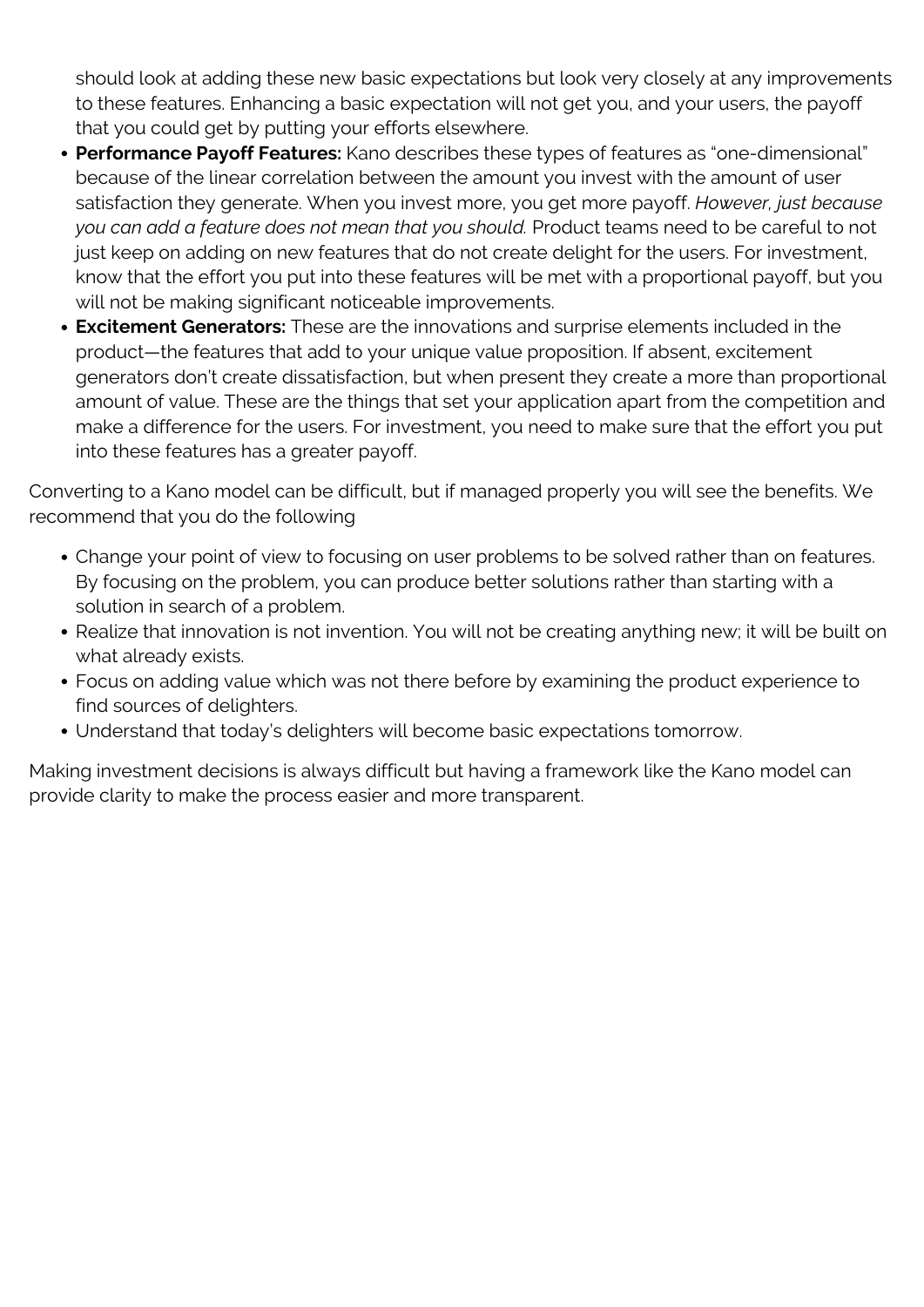should look at adding these new basic expectations but look very closely at any improvements to these features. Enhancing a basic expectation will not get you, and your users, the payoff that you could get by putting your efforts elsewhere.

- **Performance Payoff Features:** Kano describes these types of features as "one-dimensional" because of the linear correlation between the amount you invest with the amount of user satisfaction they generate. When you invest more, you get more payoff. *However, just because you can add a feature does not mean that you should.* Product teams need to be careful to not just keep on adding on new features that do not create delight for the users. For investment, know that the effort you put into these features will be met with a proportional payoff, but you will not be making significant noticeable improvements.
- **Excitement Generators:** These are the innovations and surprise elements included in the product—the features that add to your unique value proposition. If absent, excitement generators don't create dissatisfaction, but when present they create a more than proportional amount of value. These are the things that set your application apart from the competition and make a difference for the users. For investment, you need to make sure that the effort you put into these features has a greater payoff.

Converting to a Kano model can be difficult, but if managed properly you will see the benefits. We recommend that you do the following

- Change your point of view to focusing on user problems to be solved rather than on features. By focusing on the problem, you can produce better solutions rather than starting with a solution in search of a problem.
- Realize that innovation is not invention. You will not be creating anything new; it will be built on what already exists.
- Focus on adding value which was not there before by examining the product experience to find sources of delighters.
- Understand that today's delighters will become basic expectations tomorrow.

Making investment decisions is always difficult but having a framework like the Kano model can provide clarity to make the process easier and more transparent.